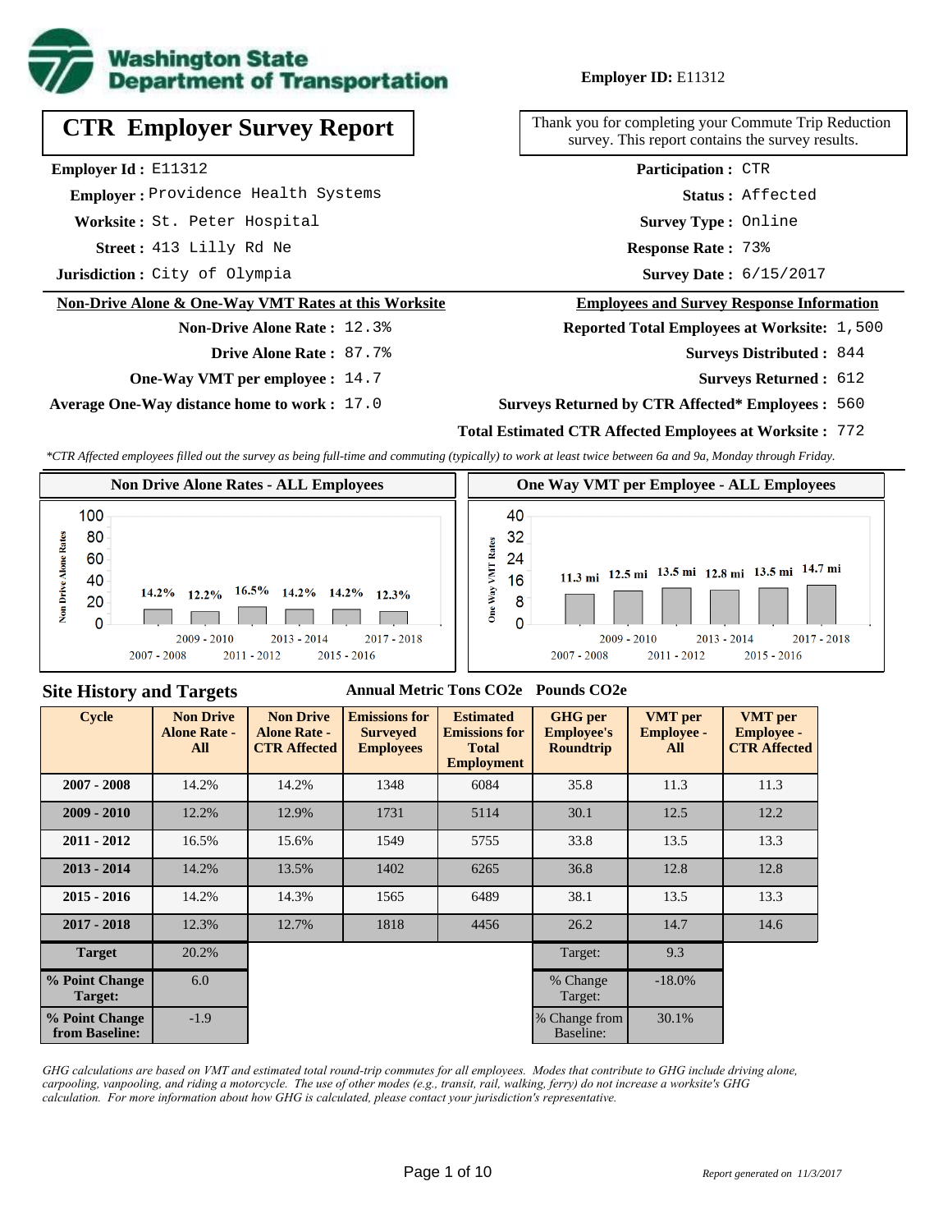**Washington State Department of Transportation**

**Employer ID:** E11312

# CTR Employer Survey Report

Thank you for completing your Commute Trip Reduction survey. This report contains the survey results.

**Employer Id :** E11312
**Employer :** Providence Health Systems
**Worksite :** St. Peter Hospital
**Street :** 413 Lilly Rd Ne
**Jurisdiction :** City of Olympia

**Participation :** CTR
**Status :** Affected
**Survey Type :** Online
**Response Rate :** 73%
**Survey Date :** 6/15/2017

## Non-Drive Alone & One-Way VMT Rates at this Worksite

**Non-Drive Alone Rate :** 12.3%
**Drive Alone Rate :** 87.7%
**One-Way VMT per employee :** 14.7
**Average One-Way distance home to work :** 17.0

## Employees and Survey Response Information

**Reported Total Employees at Worksite:** 1,500
**Surveys Distributed :** 844
**Surveys Returned :** 612
**Surveys Returned by CTR Affected* Employees :** 560
**Total Estimated CTR Affected Employees at Worksite :** 772

*\*CTR Affected employees filled out the survey as being full-time and commuting (typically) to work at least twice between 6a and 9a, Monday through Friday.*

### Non Drive Alone Rates - ALL Employees

| Cycle | Non Drive Alone Rate |
|---|---|
| 2007 - 2008 | 14.2% |
| 2009 - 2010 | 12.2% |
| 2011 - 2012 | 16.5% |
| 2013 - 2014 | 14.2% |
| 2015 - 2016 | 14.2% |
| 2017 - 2018 | 12.3% |

### One Way VMT per Employee - ALL Employees

| Cycle | One Way VMT |
|---|---|
| 2007 - 2008 | 11.3 mi |
| 2009 - 2010 | 12.5 mi |
| 2011 - 2012 | 13.5 mi |
| 2013 - 2014 | 12.8 mi |
| 2015 - 2016 | 13.5 mi |
| 2017 - 2018 | 14.7 mi |

## Site History and Targets

| Cycle | Non Drive Alone Rate - All | Non Drive Alone Rate - CTR Affected | Emissions for Surveyed Employees (Annual Metric Tons CO2e) | Estimated Emissions for Total Employment (Annual Metric Tons CO2e) | GHG per Employee's Roundtrip (Pounds CO2e) | VMT per Employee - All | VMT per Employee - CTR Affected |
|---|---|---|---|---|---|---|---|
| 2007 - 2008 | 14.2% | 14.2% | 1348 | 6084 | 35.8 | 11.3 | 11.3 |
| 2009 - 2010 | 12.2% | 12.9% | 1731 | 5114 | 30.1 | 12.5 | 12.2 |
| 2011 - 2012 | 16.5% | 15.6% | 1549 | 5755 | 33.8 | 13.5 | 13.3 |
| 2013 - 2014 | 14.2% | 13.5% | 1402 | 6265 | 36.8 | 12.8 | 12.8 |
| 2015 - 2016 | 14.2% | 14.3% | 1565 | 6489 | 38.1 | 13.5 | 13.3 |
| 2017 - 2018 | 12.3% | 12.7% | 1818 | 4456 | 26.2 | 14.7 | 14.6 |
| **Target** | 20.2% | | | | Target: | 9.3 | |
| **% Point Change Target:** | 6.0 | | | | % Change Target: | -18.0% | |
| **% Point Change from Baseline:** | -1.9 | | | | % Change from Baseline: | 30.1% | |

*GHG calculations are based on VMT and estimated total round-trip commutes for all employees. Modes that contribute to GHG include driving alone, carpooling, vanpooling, and riding a motorcycle. The use of other modes (e.g., transit, rail, walking, ferry) do not increase a worksite's GHG calculation. For more information about how GHG is calculated, please contact your jurisdiction's representative.*

*Report generated on 11/3/2017*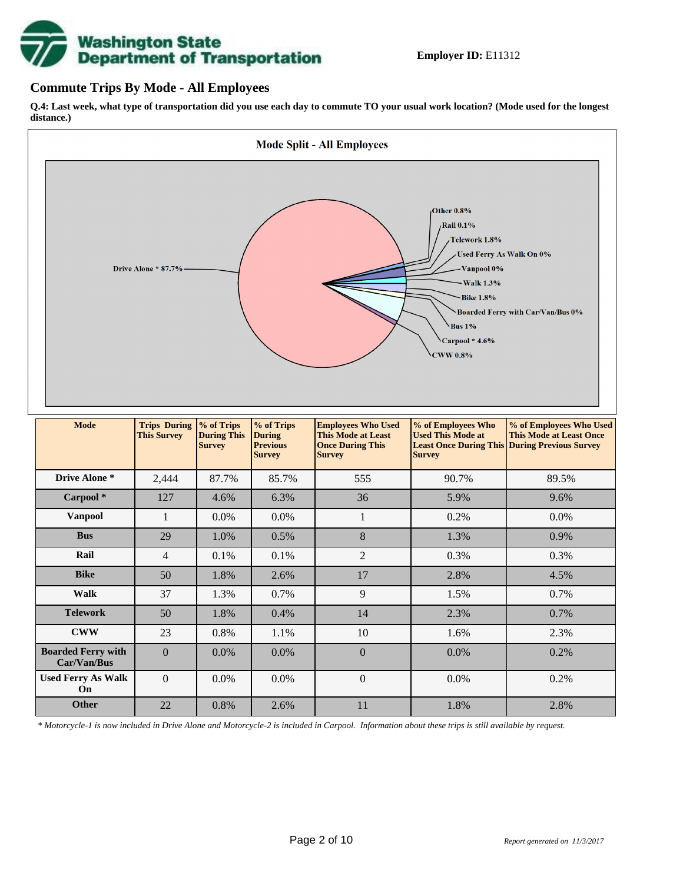**Employer ID:** E11312

## Commute Trips By Mode - All Employees

**Q.4: Last week, what type of transportation did you use each day to commute TO your usual work location? (Mode used for the longest distance.)**

**Mode Split - All Employees**

Drive Alone * 87.7%
Other 0.8%
Rail 0.1%
Telework 1.8%
Used Ferry As Walk On 0%
Vanpool 0%
Walk 1.3%
Bike 1.8%
Boarded Ferry with Car/Van/Bus 0%
Bus 1%
Carpool * 4.6%
CWW 0.8%

| Mode | Trips During This Survey | % of Trips During This Survey | % of Trips During Previous Survey | Employees Who Used This Mode at Least Once During This Survey | % of Employees Who Used This Mode at Least Once During This Survey | % of Employees Who Used This Mode at Least Once During Previous Survey |
|---|---|---|---|---|---|---|
| **Drive Alone *** | 2,444 | 87.7% | 85.7% | 555 | 90.7% | 89.5% |
| **Carpool *** | 127 | 4.6% | 6.3% | 36 | 5.9% | 9.6% |
| **Vanpool** | 1 | 0.0% | 0.0% | 1 | 0.2% | 0.0% |
| **Bus** | 29 | 1.0% | 0.5% | 8 | 1.3% | 0.9% |
| **Rail** | 4 | 0.1% | 0.1% | 2 | 0.3% | 0.3% |
| **Bike** | 50 | 1.8% | 2.6% | 17 | 2.8% | 4.5% |
| **Walk** | 37 | 1.3% | 0.7% | 9 | 1.5% | 0.7% |
| **Telework** | 50 | 1.8% | 0.4% | 14 | 2.3% | 0.7% |
| **CWW** | 23 | 0.8% | 1.1% | 10 | 1.6% | 2.3% |
| **Boarded Ferry with Car/Van/Bus** | 0 | 0.0% | 0.0% | 0 | 0.0% | 0.2% |
| **Used Ferry As Walk On** | 0 | 0.0% | 0.0% | 0 | 0.0% | 0.2% |
| **Other** | 22 | 0.8% | 2.6% | 11 | 1.8% | 2.8% |

*\* Motorcycle-1 is now included in Drive Alone and Motorcycle-2 is included in Carpool. Information about these trips is still available by request.*

*Report generated on 11/3/2017*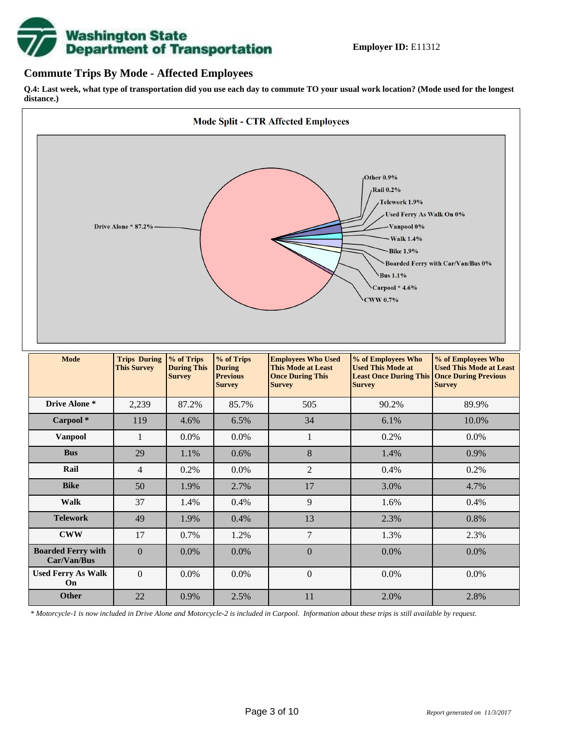**Employer ID:** E11312

## Commute Trips By Mode - Affected Employees

**Q.4: Last week, what type of transportation did you use each day to commute TO your usual work location? (Mode used for the longest distance.)**

**Mode Split - CTR Affected Employees**

Drive Alone * 87.2%
Other 0.9%
Rail 0.2%
Telework 1.9%
Used Ferry As Walk On 0%
Vanpool 0%
Walk 1.4%
Bike 1.9%
Boarded Ferry with Car/Van/Bus 0%
Bus 1.1%
Carpool * 4.6%
CWW 0.7%

| Mode | Trips During This Survey | % of Trips During This Survey | % of Trips During Previous Survey | Employees Who Used This Mode at Least Once During This Survey | % of Employees Who Used This Mode at Least Once During This Survey | % of Employees Who Used This Mode at Least Once During Previous Survey |
|---|---|---|---|---|---|---|
| Drive Alone * | 2,239 | 87.2% | 85.7% | 505 | 90.2% | 89.9% |
| Carpool * | 119 | 4.6% | 6.5% | 34 | 6.1% | 10.0% |
| Vanpool | 1 | 0.0% | 0.0% | 1 | 0.2% | 0.0% |
| Bus | 29 | 1.1% | 0.6% | 8 | 1.4% | 0.9% |
| Rail | 4 | 0.2% | 0.0% | 2 | 0.4% | 0.2% |
| Bike | 50 | 1.9% | 2.7% | 17 | 3.0% | 4.7% |
| Walk | 37 | 1.4% | 0.4% | 9 | 1.6% | 0.4% |
| Telework | 49 | 1.9% | 0.4% | 13 | 2.3% | 0.8% |
| CWW | 17 | 0.7% | 1.2% | 7 | 1.3% | 2.3% |
| Boarded Ferry with Car/Van/Bus | 0 | 0.0% | 0.0% | 0 | 0.0% | 0.0% |
| Used Ferry As Walk On | 0 | 0.0% | 0.0% | 0 | 0.0% | 0.0% |
| Other | 22 | 0.9% | 2.5% | 11 | 2.0% | 2.8% |

*\* Motorcycle-1 is now included in Drive Alone and Motorcycle-2 is included in Carpool. Information about these trips is still available by request.*

*Report generated on 11/3/2017*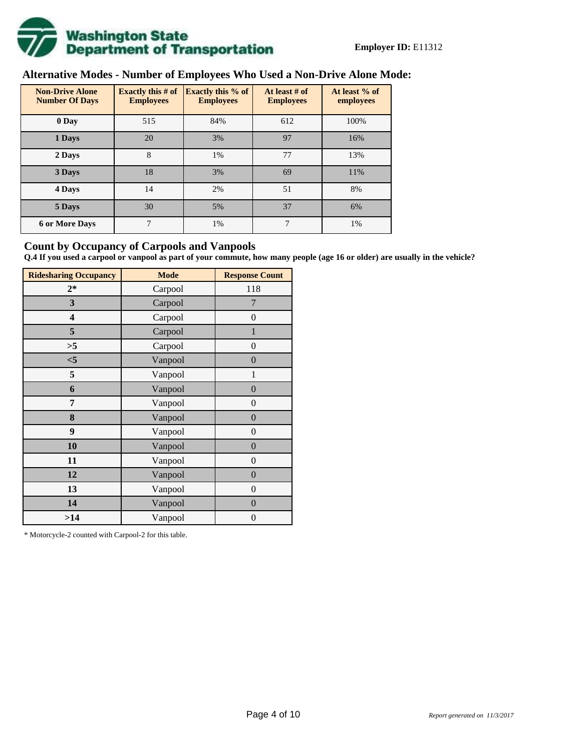**Employer ID:** E11312

## Alternative Modes - Number of Employees Who Used a Non-Drive Alone Mode:

| Non-Drive Alone Number Of Days | Exactly this # of Employees | Exactly this % of Employees | At least # of Employees | At least % of employees |
|---|---|---|---|---|
| 0 Day | 515 | 84% | 612 | 100% |
| 1 Days | 20 | 3% | 97 | 16% |
| 2 Days | 8 | 1% | 77 | 13% |
| 3 Days | 18 | 3% | 69 | 11% |
| 4 Days | 14 | 2% | 51 | 8% |
| 5 Days | 30 | 5% | 37 | 6% |
| 6 or More Days | 7 | 1% | 7 | 1% |

## Count by Occupancy of Carpools and Vanpools

**Q.4 If you used a carpool or vanpool as part of your commute, how many people (age 16 or older) are usually in the vehicle?**

| Ridesharing Occupancy | Mode | Response Count |
|---|---|---|
| 2* | Carpool | 118 |
| 3 | Carpool | 7 |
| 4 | Carpool | 0 |
| 5 | Carpool | 1 |
| >5 | Carpool | 0 |
| <5 | Vanpool | 0 |
| 5 | Vanpool | 1 |
| 6 | Vanpool | 0 |
| 7 | Vanpool | 0 |
| 8 | Vanpool | 0 |
| 9 | Vanpool | 0 |
| 10 | Vanpool | 0 |
| 11 | Vanpool | 0 |
| 12 | Vanpool | 0 |
| 13 | Vanpool | 0 |
| 14 | Vanpool | 0 |
| >14 | Vanpool | 0 |

* Motorcycle-2 counted with Carpool-2 for this table.

*Report generated on 11/3/2017*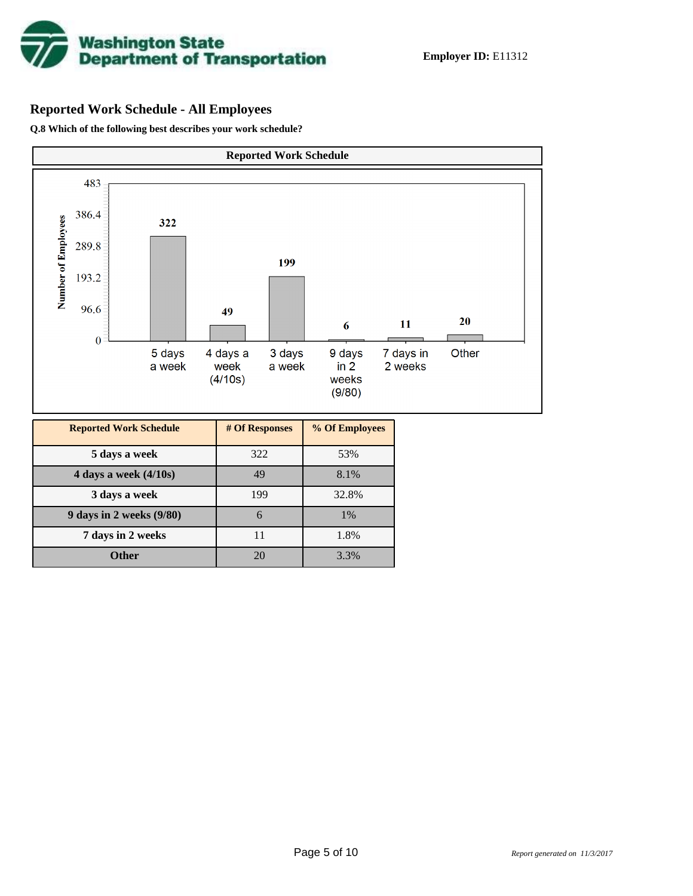**Washington State Department of Transportation**

**Employer ID:** E11312

## Reported Work Schedule - All Employees

**Q.8 Which of the following best describes your work schedule?**

**Reported Work Schedule**

| Reported Work Schedule | # Of Responses | % Of Employees |
|---|---|---|
| **5 days a week** | 322 | 53% |
| **4 days a week (4/10s)** | 49 | 8.1% |
| **3 days a week** | 199 | 32.8% |
| **9 days in 2 weeks (9/80)** | 6 | 1% |
| **7 days in 2 weeks** | 11 | 1.8% |
| **Other** | 20 | 3.3% |

*Report generated on 11/3/2017*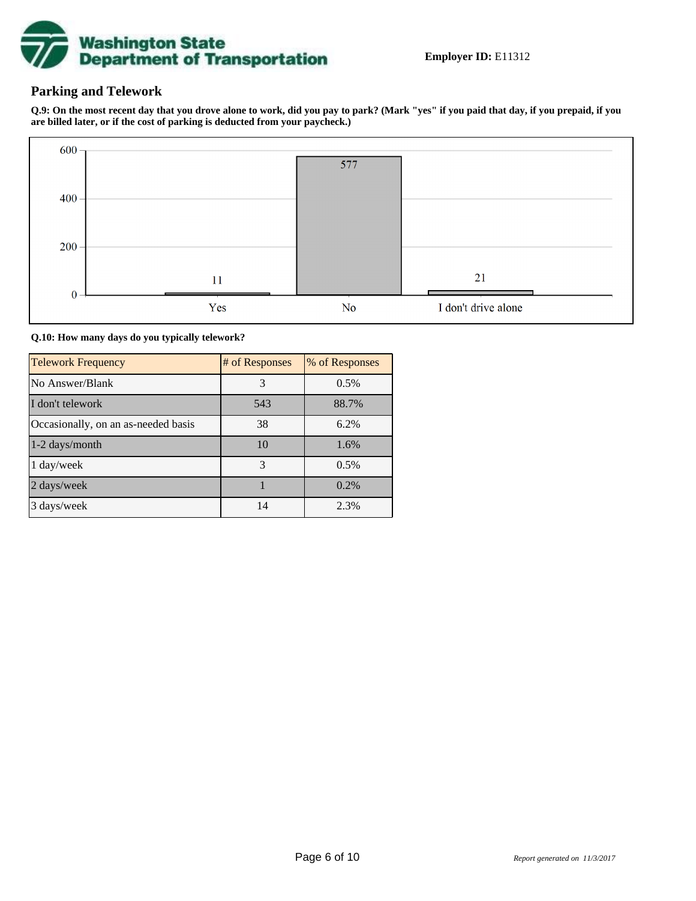**Employer ID:** E11312

## Parking and Telework

**Q.9: On the most recent day that you drove alone to work, did you pay to park? (Mark "yes" if you paid that day, if you prepaid, if you are billed later, or if the cost of parking is deducted from your paycheck.)**

| Response | Count |
|---|---|
| Yes | 11 |
| No | 577 |
| I don't drive alone | 21 |

**Q.10: How many days do you typically telework?**

| Telework Frequency | # of Responses | % of Responses |
|---|---|---|
| No Answer/Blank | 3 | 0.5% |
| I don't telework | 543 | 88.7% |
| Occasionally, on an as-needed basis | 38 | 6.2% |
| 1-2 days/month | 10 | 1.6% |
| 1 day/week | 3 | 0.5% |
| 2 days/week | 1 | 0.2% |
| 3 days/week | 14 | 2.3% |

*Report generated on 11/3/2017*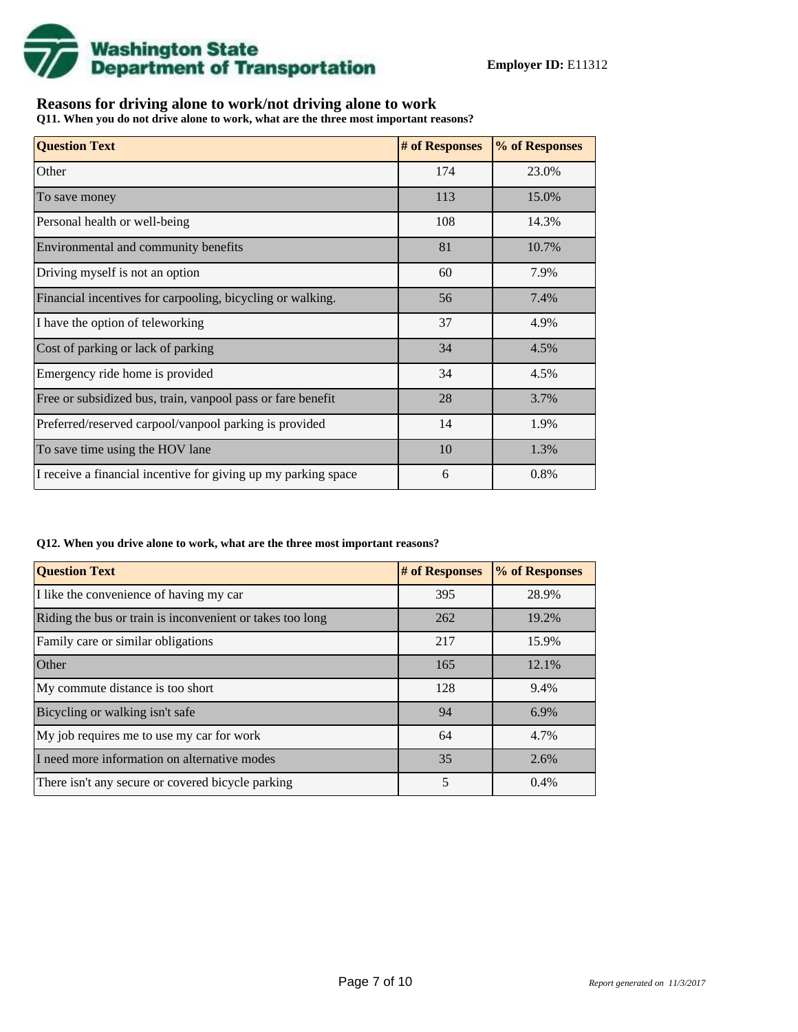**Employer ID:** E11312

## Reasons for driving alone to work/not driving alone to work

**Q11. When you do not drive alone to work, what are the three most important reasons?**

| Question Text | # of Responses | % of Responses |
|---|---|---|
| Other | 174 | 23.0% |
| To save money | 113 | 15.0% |
| Personal health or well-being | 108 | 14.3% |
| Environmental and community benefits | 81 | 10.7% |
| Driving myself is not an option | 60 | 7.9% |
| Financial incentives for carpooling, bicycling or walking. | 56 | 7.4% |
| I have the option of teleworking | 37 | 4.9% |
| Cost of parking or lack of parking | 34 | 4.5% |
| Emergency ride home is provided | 34 | 4.5% |
| Free or subsidized bus, train, vanpool pass or fare benefit | 28 | 3.7% |
| Preferred/reserved carpool/vanpool parking is provided | 14 | 1.9% |
| To save time using the HOV lane | 10 | 1.3% |
| I receive a financial incentive for giving up my parking space | 6 | 0.8% |

**Q12. When you drive alone to work, what are the three most important reasons?**

| Question Text | # of Responses | % of Responses |
|---|---|---|
| I like the convenience of having my car | 395 | 28.9% |
| Riding the bus or train is inconvenient or takes too long | 262 | 19.2% |
| Family care or similar obligations | 217 | 15.9% |
| Other | 165 | 12.1% |
| My commute distance is too short | 128 | 9.4% |
| Bicycling or walking isn't safe | 94 | 6.9% |
| My job requires me to use my car for work | 64 | 4.7% |
| I need more information on alternative modes | 35 | 2.6% |
| There isn't any secure or covered bicycle parking | 5 | 0.4% |

*Report generated on 11/3/2017*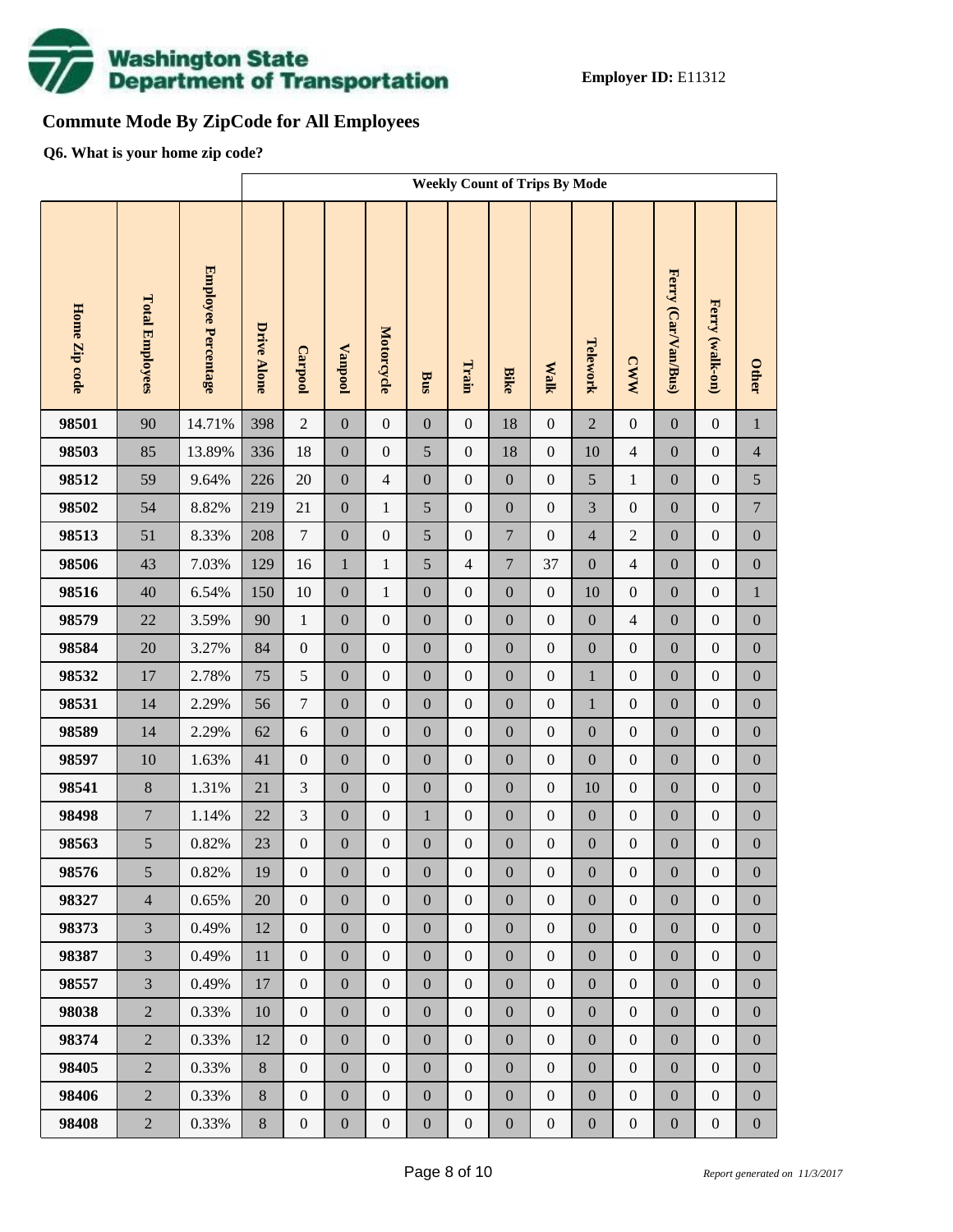**Employer ID:** E11312

## Commute Mode By ZipCode for All Employees

**Q6. What is your home zip code?**

| | | | Weekly Count of Trips By Mode | | | | | | | | | | | | |
|---|---|---|---|---|---|---|---|---|---|---|---|---|---|---|---|
| **Home Zip code** | **Total Employees** | **Employee Percentage** | **Drive Alone** | **Carpool** | **Vanpool** | **Motorcycle** | **Bus** | **Train** | **Bike** | **Walk** | **Telework** | **CWW** | **Ferry (Car/Van/Bus)** | **Ferry (walk-on)** | **Other** |
| **98501** | 90 | 14.71% | 398 | 2 | 0 | 0 | 0 | 0 | 18 | 0 | 2 | 0 | 0 | 0 | 1 |
| **98503** | 85 | 13.89% | 336 | 18 | 0 | 0 | 5 | 0 | 18 | 0 | 10 | 4 | 0 | 0 | 4 |
| **98512** | 59 | 9.64% | 226 | 20 | 0 | 4 | 0 | 0 | 0 | 0 | 5 | 1 | 0 | 0 | 5 |
| **98502** | 54 | 8.82% | 219 | 21 | 0 | 1 | 5 | 0 | 0 | 0 | 3 | 0 | 0 | 0 | 7 |
| **98513** | 51 | 8.33% | 208 | 7 | 0 | 0 | 5 | 0 | 7 | 0 | 4 | 2 | 0 | 0 | 0 |
| **98506** | 43 | 7.03% | 129 | 16 | 1 | 1 | 5 | 4 | 7 | 37 | 0 | 4 | 0 | 0 | 0 |
| **98516** | 40 | 6.54% | 150 | 10 | 0 | 1 | 0 | 0 | 0 | 0 | 10 | 0 | 0 | 0 | 1 |
| **98579** | 22 | 3.59% | 90 | 1 | 0 | 0 | 0 | 0 | 0 | 0 | 0 | 4 | 0 | 0 | 0 |
| **98584** | 20 | 3.27% | 84 | 0 | 0 | 0 | 0 | 0 | 0 | 0 | 0 | 0 | 0 | 0 | 0 |
| **98532** | 17 | 2.78% | 75 | 5 | 0 | 0 | 0 | 0 | 0 | 0 | 1 | 0 | 0 | 0 | 0 |
| **98531** | 14 | 2.29% | 56 | 7 | 0 | 0 | 0 | 0 | 0 | 0 | 1 | 0 | 0 | 0 | 0 |
| **98589** | 14 | 2.29% | 62 | 6 | 0 | 0 | 0 | 0 | 0 | 0 | 0 | 0 | 0 | 0 | 0 |
| **98597** | 10 | 1.63% | 41 | 0 | 0 | 0 | 0 | 0 | 0 | 0 | 0 | 0 | 0 | 0 | 0 |
| **98541** | 8 | 1.31% | 21 | 3 | 0 | 0 | 0 | 0 | 0 | 0 | 10 | 0 | 0 | 0 | 0 |
| **98498** | 7 | 1.14% | 22 | 3 | 0 | 0 | 1 | 0 | 0 | 0 | 0 | 0 | 0 | 0 | 0 |
| **98563** | 5 | 0.82% | 23 | 0 | 0 | 0 | 0 | 0 | 0 | 0 | 0 | 0 | 0 | 0 | 0 |
| **98576** | 5 | 0.82% | 19 | 0 | 0 | 0 | 0 | 0 | 0 | 0 | 0 | 0 | 0 | 0 | 0 |
| **98327** | 4 | 0.65% | 20 | 0 | 0 | 0 | 0 | 0 | 0 | 0 | 0 | 0 | 0 | 0 | 0 |
| **98373** | 3 | 0.49% | 12 | 0 | 0 | 0 | 0 | 0 | 0 | 0 | 0 | 0 | 0 | 0 | 0 |
| **98387** | 3 | 0.49% | 11 | 0 | 0 | 0 | 0 | 0 | 0 | 0 | 0 | 0 | 0 | 0 | 0 |
| **98557** | 3 | 0.49% | 17 | 0 | 0 | 0 | 0 | 0 | 0 | 0 | 0 | 0 | 0 | 0 | 0 |
| **98038** | 2 | 0.33% | 10 | 0 | 0 | 0 | 0 | 0 | 0 | 0 | 0 | 0 | 0 | 0 | 0 |
| **98374** | 2 | 0.33% | 12 | 0 | 0 | 0 | 0 | 0 | 0 | 0 | 0 | 0 | 0 | 0 | 0 |
| **98405** | 2 | 0.33% | 8 | 0 | 0 | 0 | 0 | 0 | 0 | 0 | 0 | 0 | 0 | 0 | 0 |
| **98406** | 2 | 0.33% | 8 | 0 | 0 | 0 | 0 | 0 | 0 | 0 | 0 | 0 | 0 | 0 | 0 |
| **98408** | 2 | 0.33% | 8 | 0 | 0 | 0 | 0 | 0 | 0 | 0 | 0 | 0 | 0 | 0 | 0 |

*Report generated on 11/3/2017*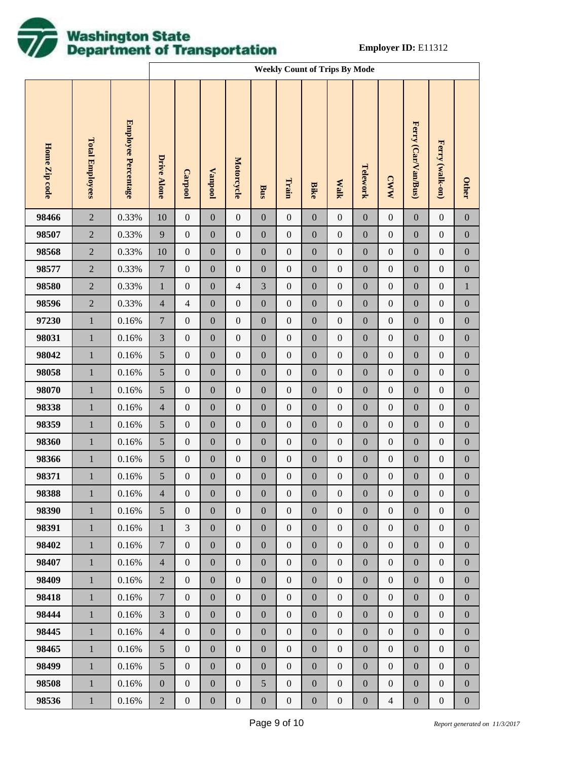**Employer ID:** E11312

| Home Zip code | Total Employees | Employee Percentage | Weekly Count of Trips By Mode | | | | | | | | | | | | |
|---|---|---|---|---|---|---|---|---|---|---|---|---|---|---|---|
| | | | Drive Alone | Carpool | Vanpool | Motorcycle | Bus | Train | Bike | Walk | Telework | CWW | Ferry (Car/Van/Bus) | Ferry (walk-on) | Other |
| 98466 | 2 | 0.33% | 10 | 0 | 0 | 0 | 0 | 0 | 0 | 0 | 0 | 0 | 0 | 0 | 0 |
| 98507 | 2 | 0.33% | 9 | 0 | 0 | 0 | 0 | 0 | 0 | 0 | 0 | 0 | 0 | 0 | 0 |
| 98568 | 2 | 0.33% | 10 | 0 | 0 | 0 | 0 | 0 | 0 | 0 | 0 | 0 | 0 | 0 | 0 |
| 98577 | 2 | 0.33% | 7 | 0 | 0 | 0 | 0 | 0 | 0 | 0 | 0 | 0 | 0 | 0 | 0 |
| 98580 | 2 | 0.33% | 1 | 0 | 0 | 4 | 3 | 0 | 0 | 0 | 0 | 0 | 0 | 0 | 1 |
| 98596 | 2 | 0.33% | 4 | 4 | 0 | 0 | 0 | 0 | 0 | 0 | 0 | 0 | 0 | 0 | 0 |
| 97230 | 1 | 0.16% | 7 | 0 | 0 | 0 | 0 | 0 | 0 | 0 | 0 | 0 | 0 | 0 | 0 |
| 98031 | 1 | 0.16% | 3 | 0 | 0 | 0 | 0 | 0 | 0 | 0 | 0 | 0 | 0 | 0 | 0 |
| 98042 | 1 | 0.16% | 5 | 0 | 0 | 0 | 0 | 0 | 0 | 0 | 0 | 0 | 0 | 0 | 0 |
| 98058 | 1 | 0.16% | 5 | 0 | 0 | 0 | 0 | 0 | 0 | 0 | 0 | 0 | 0 | 0 | 0 |
| 98070 | 1 | 0.16% | 5 | 0 | 0 | 0 | 0 | 0 | 0 | 0 | 0 | 0 | 0 | 0 | 0 |
| 98338 | 1 | 0.16% | 4 | 0 | 0 | 0 | 0 | 0 | 0 | 0 | 0 | 0 | 0 | 0 | 0 |
| 98359 | 1 | 0.16% | 5 | 0 | 0 | 0 | 0 | 0 | 0 | 0 | 0 | 0 | 0 | 0 | 0 |
| 98360 | 1 | 0.16% | 5 | 0 | 0 | 0 | 0 | 0 | 0 | 0 | 0 | 0 | 0 | 0 | 0 |
| 98366 | 1 | 0.16% | 5 | 0 | 0 | 0 | 0 | 0 | 0 | 0 | 0 | 0 | 0 | 0 | 0 |
| 98371 | 1 | 0.16% | 5 | 0 | 0 | 0 | 0 | 0 | 0 | 0 | 0 | 0 | 0 | 0 | 0 |
| 98388 | 1 | 0.16% | 4 | 0 | 0 | 0 | 0 | 0 | 0 | 0 | 0 | 0 | 0 | 0 | 0 |
| 98390 | 1 | 0.16% | 5 | 0 | 0 | 0 | 0 | 0 | 0 | 0 | 0 | 0 | 0 | 0 | 0 |
| 98391 | 1 | 0.16% | 1 | 3 | 0 | 0 | 0 | 0 | 0 | 0 | 0 | 0 | 0 | 0 | 0 |
| 98402 | 1 | 0.16% | 7 | 0 | 0 | 0 | 0 | 0 | 0 | 0 | 0 | 0 | 0 | 0 | 0 |
| 98407 | 1 | 0.16% | 4 | 0 | 0 | 0 | 0 | 0 | 0 | 0 | 0 | 0 | 0 | 0 | 0 |
| 98409 | 1 | 0.16% | 2 | 0 | 0 | 0 | 0 | 0 | 0 | 0 | 0 | 0 | 0 | 0 | 0 |
| 98418 | 1 | 0.16% | 7 | 0 | 0 | 0 | 0 | 0 | 0 | 0 | 0 | 0 | 0 | 0 | 0 |
| 98444 | 1 | 0.16% | 3 | 0 | 0 | 0 | 0 | 0 | 0 | 0 | 0 | 0 | 0 | 0 | 0 |
| 98445 | 1 | 0.16% | 4 | 0 | 0 | 0 | 0 | 0 | 0 | 0 | 0 | 0 | 0 | 0 | 0 |
| 98465 | 1 | 0.16% | 5 | 0 | 0 | 0 | 0 | 0 | 0 | 0 | 0 | 0 | 0 | 0 | 0 |
| 98499 | 1 | 0.16% | 5 | 0 | 0 | 0 | 0 | 0 | 0 | 0 | 0 | 0 | 0 | 0 | 0 |
| 98508 | 1 | 0.16% | 0 | 0 | 0 | 0 | 5 | 0 | 0 | 0 | 0 | 0 | 0 | 0 | 0 |
| 98536 | 1 | 0.16% | 2 | 0 | 0 | 0 | 0 | 0 | 0 | 0 | 0 | 4 | 0 | 0 | 0 |

*Report generated on 11/3/2017*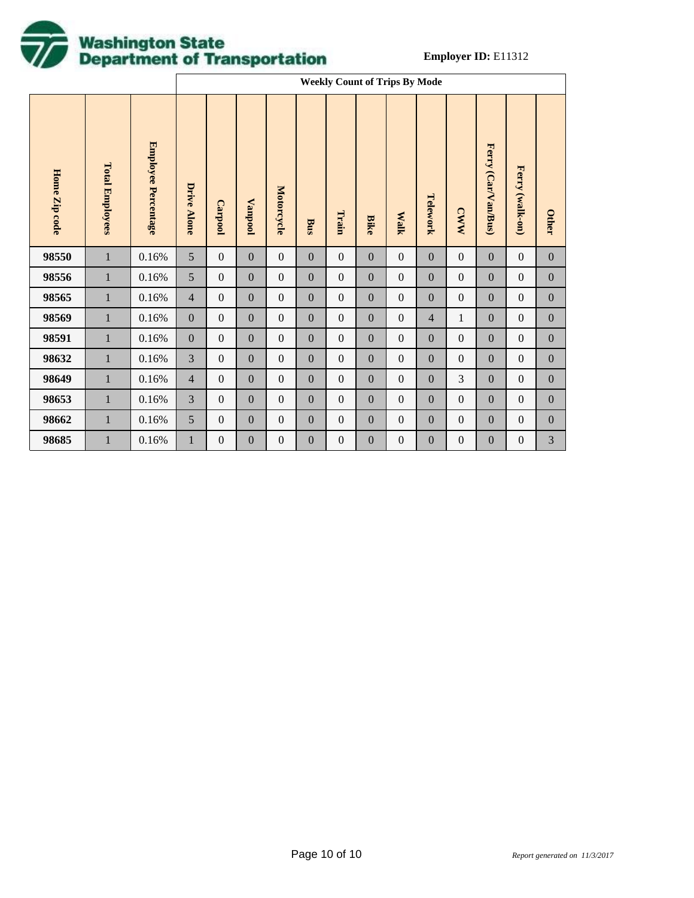**Washington State Department of Transportation**

**Employer ID:** E11312

| | | | Weekly Count of Trips By Mode | | | | | | | | | | | | |
|---|---|---|---|---|---|---|---|---|---|---|---|---|---|---|---|
| **Home Zip code** | **Total Employees** | **Employee Percentage** | **Drive Alone** | **Carpool** | **Vanpool** | **Motorcycle** | **Bus** | **Train** | **Bike** | **Walk** | **Telework** | **CWW** | **Ferry (Car/Van/Bus)** | **Ferry (walk-on)** | **Other** |
| **98550** | 1 | 0.16% | 5 | 0 | 0 | 0 | 0 | 0 | 0 | 0 | 0 | 0 | 0 | 0 | 0 |
| **98556** | 1 | 0.16% | 5 | 0 | 0 | 0 | 0 | 0 | 0 | 0 | 0 | 0 | 0 | 0 | 0 |
| **98565** | 1 | 0.16% | 4 | 0 | 0 | 0 | 0 | 0 | 0 | 0 | 0 | 0 | 0 | 0 | 0 |
| **98569** | 1 | 0.16% | 0 | 0 | 0 | 0 | 0 | 0 | 0 | 0 | 4 | 1 | 0 | 0 | 0 |
| **98591** | 1 | 0.16% | 0 | 0 | 0 | 0 | 0 | 0 | 0 | 0 | 0 | 0 | 0 | 0 | 0 |
| **98632** | 1 | 0.16% | 3 | 0 | 0 | 0 | 0 | 0 | 0 | 0 | 0 | 0 | 0 | 0 | 0 |
| **98649** | 1 | 0.16% | 4 | 0 | 0 | 0 | 0 | 0 | 0 | 0 | 0 | 3 | 0 | 0 | 0 |
| **98653** | 1 | 0.16% | 3 | 0 | 0 | 0 | 0 | 0 | 0 | 0 | 0 | 0 | 0 | 0 | 0 |
| **98662** | 1 | 0.16% | 5 | 0 | 0 | 0 | 0 | 0 | 0 | 0 | 0 | 0 | 0 | 0 | 0 |
| **98685** | 1 | 0.16% | 1 | 0 | 0 | 0 | 0 | 0 | 0 | 0 | 0 | 0 | 0 | 0 | 3 |

*Report generated on 11/3/2017*